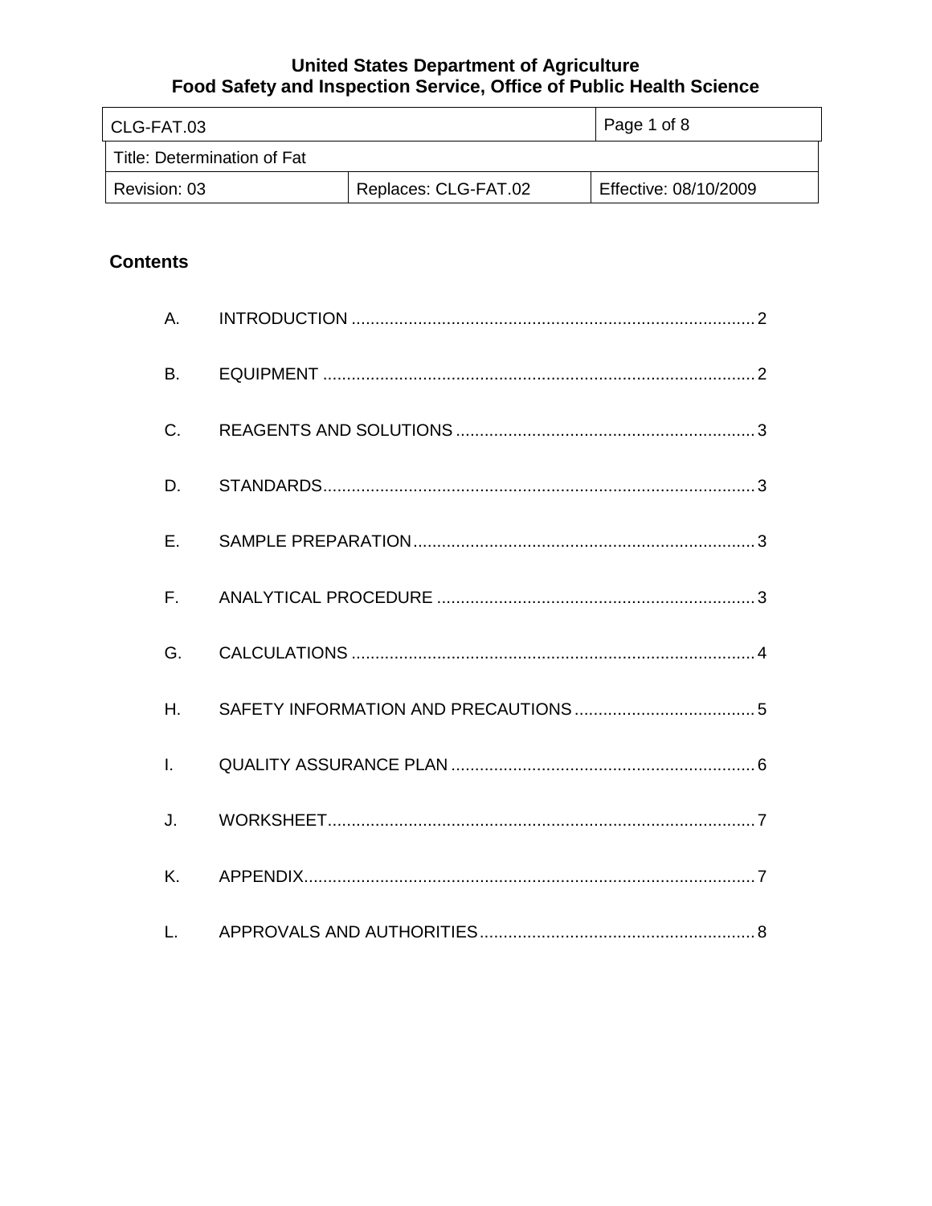**United States Department of Agriculture**
**Food Safety and Inspection Service, Office of Public Health Science**

| CLG-FAT.03 | | Page 1 of 8 |
|---|---|---|
| Title: Determination of Fat | | |
| Revision: 03 | Replaces: CLG-FAT.02 | Effective: 08/10/2009 |

## Contents

A. INTRODUCTION ..... 2

B. EQUIPMENT ..... 2

C. REAGENTS AND SOLUTIONS ..... 3

D. STANDARDS ..... 3

E. SAMPLE PREPARATION ..... 3

F. ANALYTICAL PROCEDURE ..... 3

G. CALCULATIONS ..... 4

H. SAFETY INFORMATION AND PRECAUTIONS ..... 5

I. QUALITY ASSURANCE PLAN ..... 6

J. WORKSHEET ..... 7

K. APPENDIX ..... 7

L. APPROVALS AND AUTHORITIES ..... 8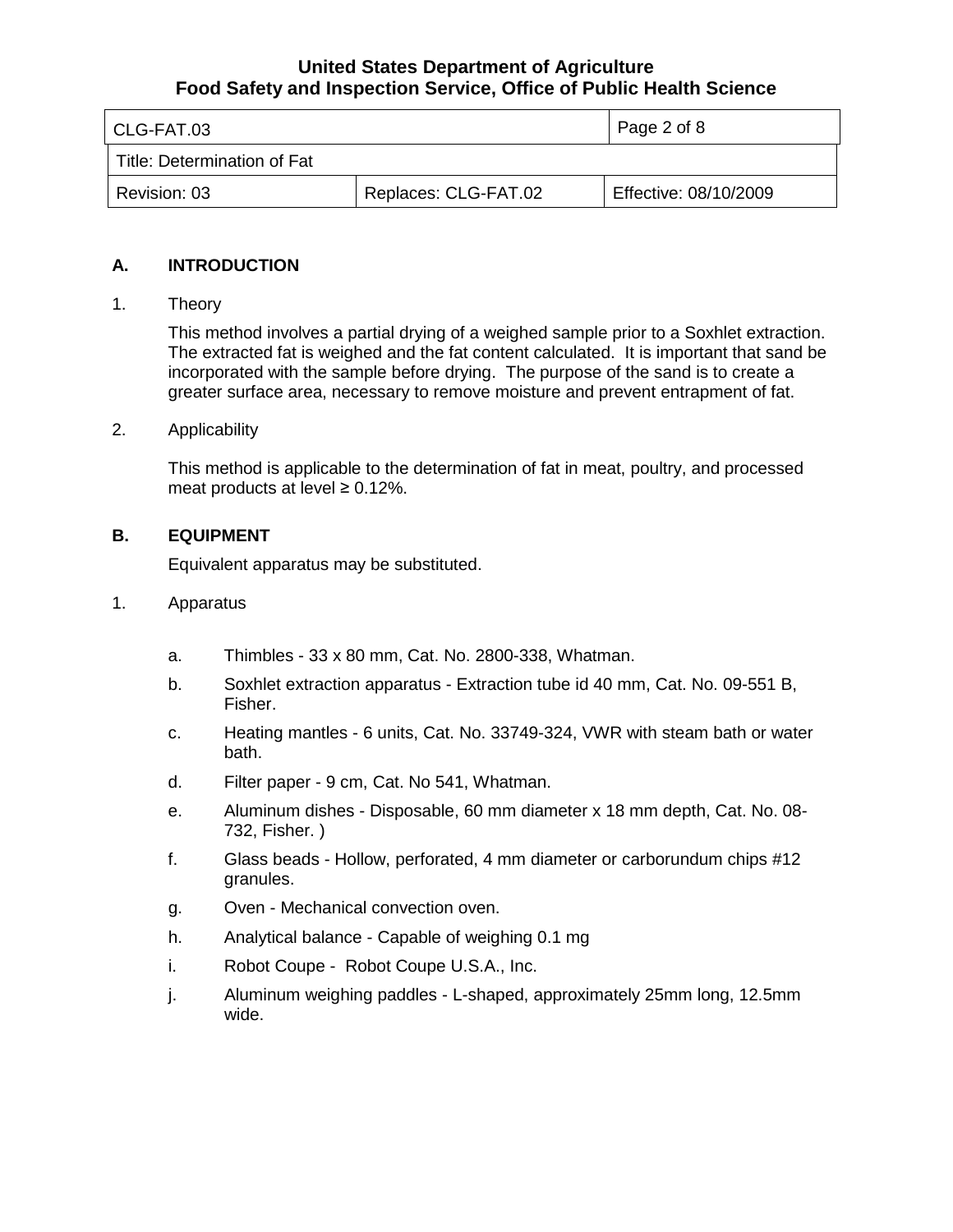## A. INTRODUCTION

1. Theory

   This method involves a partial drying of a weighed sample prior to a Soxhlet extraction. The extracted fat is weighed and the fat content calculated. It is important that sand be incorporated with the sample before drying. The purpose of the sand is to create a greater surface area, necessary to remove moisture and prevent entrapment of fat.

2. Applicability

   This method is applicable to the determination of fat in meat, poultry, and processed meat products at level ≥ 0.12%.

## B. EQUIPMENT

Equivalent apparatus may be substituted.

1. Apparatus

   a. Thimbles - 33 x 80 mm, Cat. No. 2800-338, Whatman.

   b. Soxhlet extraction apparatus - Extraction tube id 40 mm, Cat. No. 09-551 B, Fisher.

   c. Heating mantles - 6 units, Cat. No. 33749-324, VWR with steam bath or water bath.

   d. Filter paper - 9 cm, Cat. No 541, Whatman.

   e. Aluminum dishes - Disposable, 60 mm diameter x 18 mm depth, Cat. No. 08-732, Fisher. )

   f. Glass beads - Hollow, perforated, 4 mm diameter or carborundum chips #12 granules.

   g. Oven - Mechanical convection oven.

   h. Analytical balance - Capable of weighing 0.1 mg

   i. Robot Coupe - Robot Coupe U.S.A., Inc.

   j. Aluminum weighing paddles - L-shaped, approximately 25mm long, 12.5mm wide.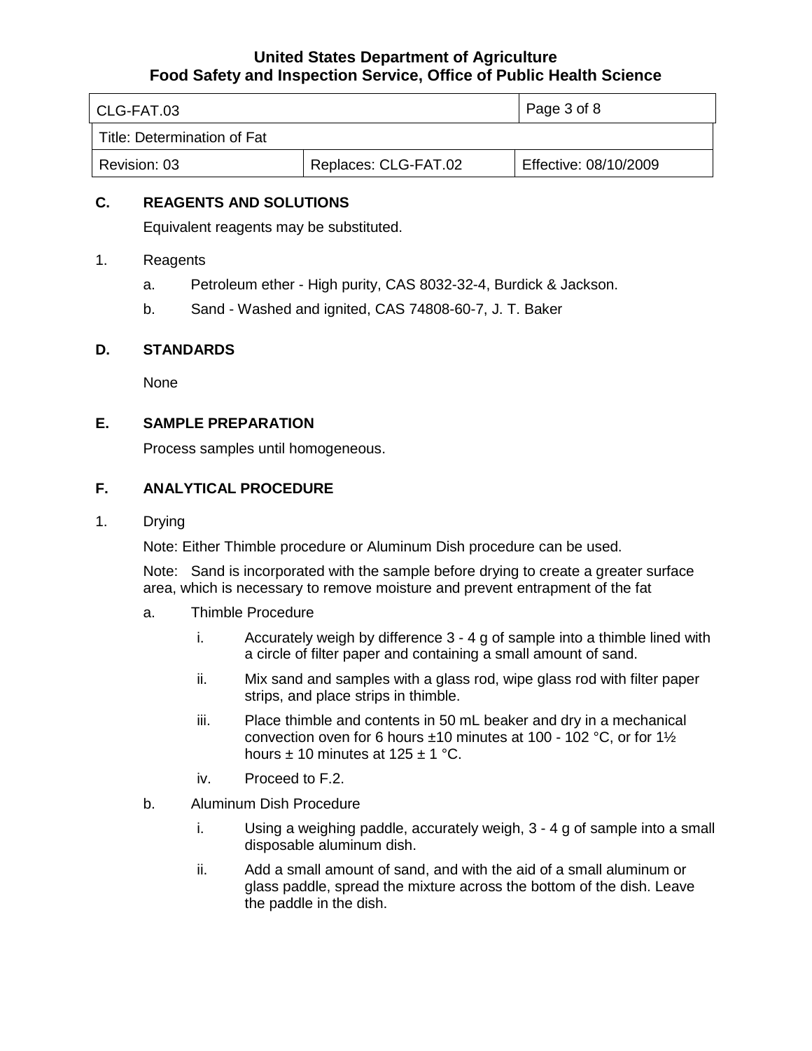## C. REAGENTS AND SOLUTIONS

Equivalent reagents may be substituted.

1. Reagents

   a. Petroleum ether - High purity, CAS 8032-32-4, Burdick & Jackson.

   b. Sand - Washed and ignited, CAS 74808-60-7, J. T. Baker

## D. STANDARDS

None

## E. SAMPLE PREPARATION

Process samples until homogeneous.

## F. ANALYTICAL PROCEDURE

1. Drying

   Note: Either Thimble procedure or Aluminum Dish procedure can be used.

   Note: Sand is incorporated with the sample before drying to create a greater surface area, which is necessary to remove moisture and prevent entrapment of the fat

   a. Thimble Procedure

      i. Accurately weigh by difference 3 - 4 g of sample into a thimble lined with a circle of filter paper and containing a small amount of sand.

      ii. Mix sand and samples with a glass rod, wipe glass rod with filter paper strips, and place strips in thimble.

      iii. Place thimble and contents in 50 mL beaker and dry in a mechanical convection oven for 6 hours ±10 minutes at 100 - 102 °C, or for 1½ hours ± 10 minutes at 125 ± 1 °C.

      iv. Proceed to F.2.

   b. Aluminum Dish Procedure

      i. Using a weighing paddle, accurately weigh, 3 - 4 g of sample into a small disposable aluminum dish.

      ii. Add a small amount of sand, and with the aid of a small aluminum or glass paddle, spread the mixture across the bottom of the dish. Leave the paddle in the dish.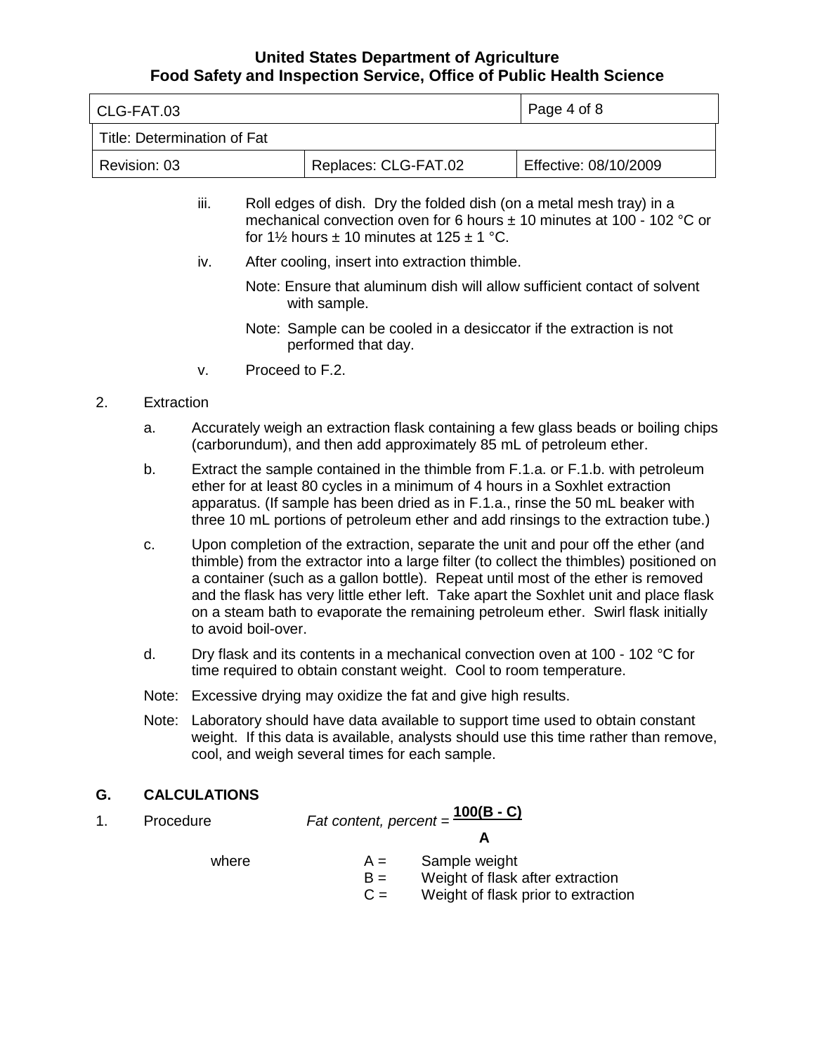iii. Roll edges of dish. Dry the folded dish (on a metal mesh tray) in a mechanical convection oven for 6 hours ± 10 minutes at 100 - 102 °C or for 1½ hours ± 10 minutes at 125 ± 1 °C.

iv. After cooling, insert into extraction thimble.

Note: Ensure that aluminum dish will allow sufficient contact of solvent with sample.

Note: Sample can be cooled in a desiccator if the extraction is not performed that day.

v. Proceed to F.2.

2. Extraction

a. Accurately weigh an extraction flask containing a few glass beads or boiling chips (carborundum), and then add approximately 85 mL of petroleum ether.

b. Extract the sample contained in the thimble from F.1.a. or F.1.b. with petroleum ether for at least 80 cycles in a minimum of 4 hours in a Soxhlet extraction apparatus. (If sample has been dried as in F.1.a., rinse the 50 mL beaker with three 10 mL portions of petroleum ether and add rinsings to the extraction tube.)

c. Upon completion of the extraction, separate the unit and pour off the ether (and thimble) from the extractor into a large filter (to collect the thimbles) positioned on a container (such as a gallon bottle). Repeat until most of the ether is removed and the flask has very little ether left. Take apart the Soxhlet unit and place flask on a steam bath to evaporate the remaining petroleum ether. Swirl flask initially to avoid boil-over.

d. Dry flask and its contents in a mechanical convection oven at 100 - 102 °C for time required to obtain constant weight. Cool to room temperature.

Note: Excessive drying may oxidize the fat and give high results.

Note: Laboratory should have data available to support time used to obtain constant weight. If this data is available, analysts should use this time rather than remove, cool, and weigh several times for each sample.

## G. CALCULATIONS

1. Procedure

$$\textit{Fat content, percent} = \frac{100(B - C)}{A}$$

where

A = Sample weight
B = Weight of flask after extraction
C = Weight of flask prior to extraction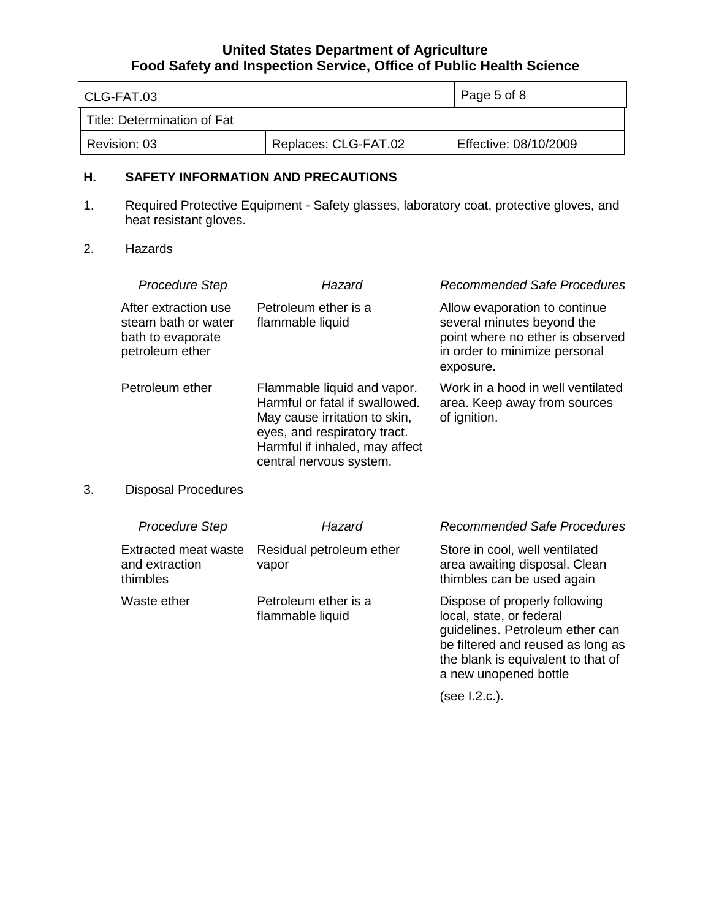## H. SAFETY INFORMATION AND PRECAUTIONS

1. Required Protective Equipment - Safety glasses, laboratory coat, protective gloves, and heat resistant gloves.

2. Hazards

| *Procedure Step* | *Hazard* | *Recommended Safe Procedures* |
|---|---|---|
| After extraction use steam bath or water bath to evaporate petroleum ether | Petroleum ether is a flammable liquid | Allow evaporation to continue several minutes beyond the point where no ether is observed in order to minimize personal exposure. |
| Petroleum ether | Flammable liquid and vapor. Harmful or fatal if swallowed. May cause irritation to skin, eyes, and respiratory tract. Harmful if inhaled, may affect central nervous system. | Work in a hood in well ventilated area. Keep away from sources of ignition. |

3. Disposal Procedures

| *Procedure Step* | *Hazard* | *Recommended Safe Procedures* |
|---|---|---|
| Extracted meat waste and extraction thimbles | Residual petroleum ether vapor | Store in cool, well ventilated area awaiting disposal. Clean thimbles can be used again |
| Waste ether | Petroleum ether is a flammable liquid | Dispose of properly following local, state, or federal guidelines. Petroleum ether can be filtered and reused as long as the blank is equivalent to that of a new unopened bottle (see I.2.c.). |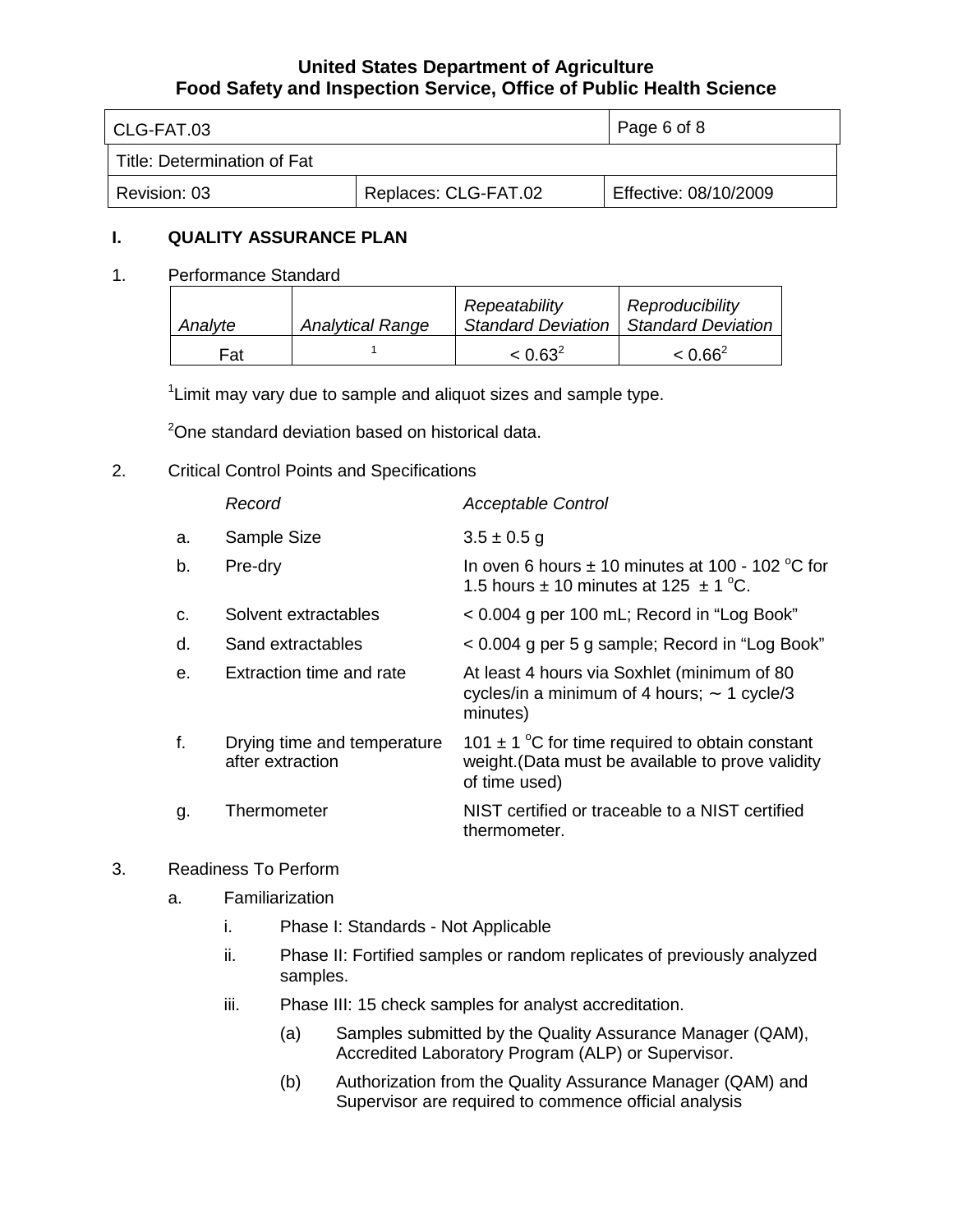## I. QUALITY ASSURANCE PLAN

1. Performance Standard

| *Analyte* | *Analytical Range* | *Repeatability Standard Deviation* | *Reproducibility Standard Deviation* |
|---|---|---|---|
| Fat | [1] | < 0.63[2] | < 0.66[2] |

[1]Limit may vary due to sample and aliquot sizes and sample type.

[2]One standard deviation based on historical data.

2. Critical Control Points and Specifications

| | *Record* | *Acceptable Control* |
|---|---|---|
| a. | Sample Size | 3.5 ± 0.5 g |
| b. | Pre-dry | In oven 6 hours ± 10 minutes at 100 - 102 °C for 1.5 hours ± 10 minutes at 125 ± 1 °C. |
| c. | Solvent extractables | < 0.004 g per 100 mL; Record in "Log Book" |
| d. | Sand extractables | < 0.004 g per 5 g sample; Record in "Log Book" |
| e. | Extraction time and rate | At least 4 hours via Soxhlet (minimum of 80 cycles/in a minimum of 4 hours; ∼ 1 cycle/3 minutes) |
| f. | Drying time and temperature after extraction | 101 ± 1 °C for time required to obtain constant weight.(Data must be available to prove validity of time used) |
| g. | Thermometer | NIST certified or traceable to a NIST certified thermometer. |

3. Readiness To Perform

   a. Familiarization

      i. Phase I: Standards - Not Applicable

      ii. Phase II: Fortified samples or random replicates of previously analyzed samples.

      iii. Phase III: 15 check samples for analyst accreditation.

         (a) Samples submitted by the Quality Assurance Manager (QAM), Accredited Laboratory Program (ALP) or Supervisor.

         (b) Authorization from the Quality Assurance Manager (QAM) and Supervisor are required to commence official analysis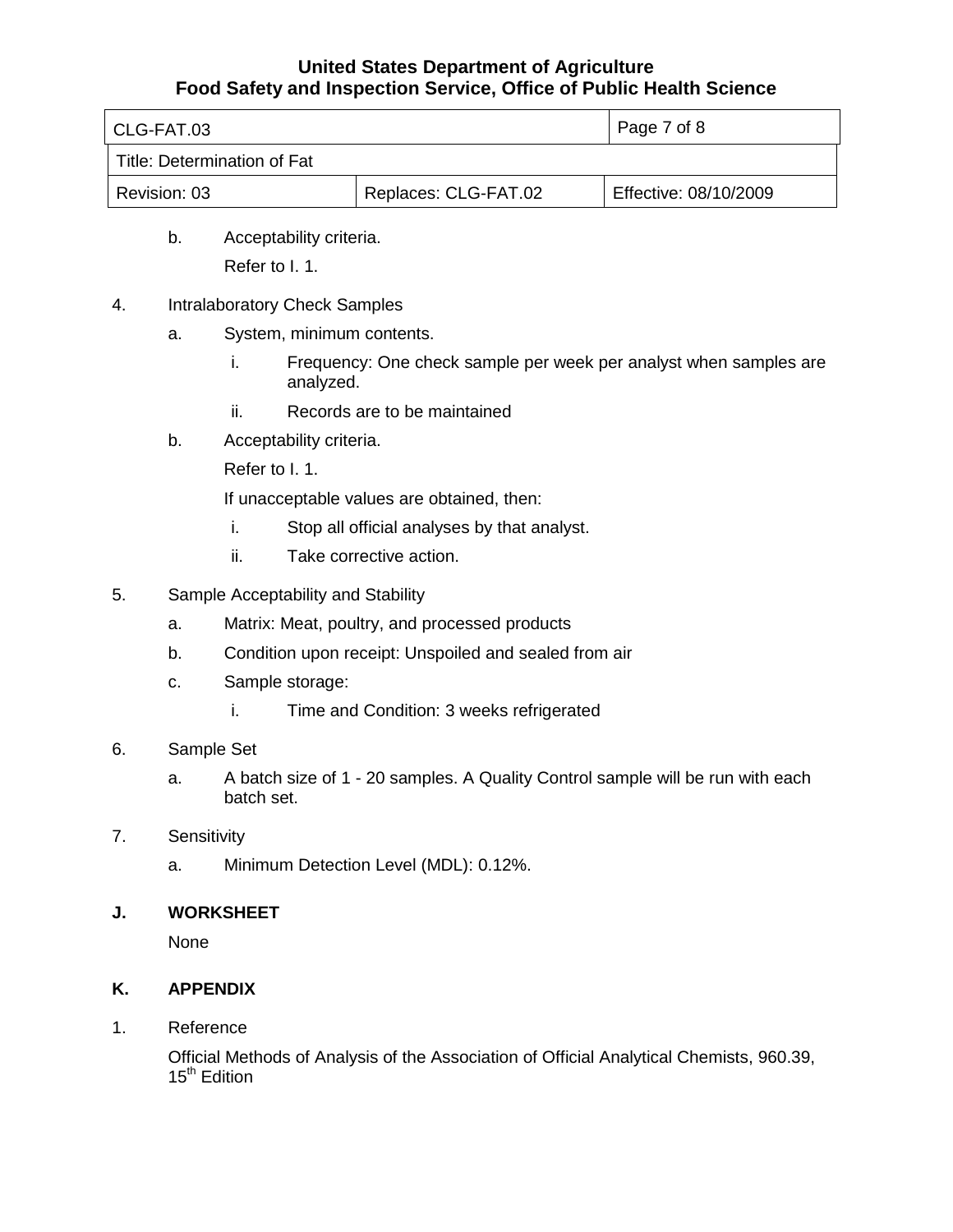b. Acceptability criteria.

   Refer to I. 1.

4. Intralaboratory Check Samples

   a. System, minimum contents.

      i. Frequency: One check sample per week per analyst when samples are analyzed.

      ii. Records are to be maintained

   b. Acceptability criteria.

      Refer to I. 1.

      If unacceptable values are obtained, then:

      i. Stop all official analyses by that analyst.

      ii. Take corrective action.

5. Sample Acceptability and Stability

   a. Matrix: Meat, poultry, and processed products

   b. Condition upon receipt: Unspoiled and sealed from air

   c. Sample storage:

      i. Time and Condition: 3 weeks refrigerated

6. Sample Set

   a. A batch size of 1 - 20 samples. A Quality Control sample will be run with each batch set.

7. Sensitivity

   a. Minimum Detection Level (MDL): 0.12%.

## J. WORKSHEET

None

## K. APPENDIX

1. Reference

   Official Methods of Analysis of the Association of Official Analytical Chemists, 960.39, 15th Edition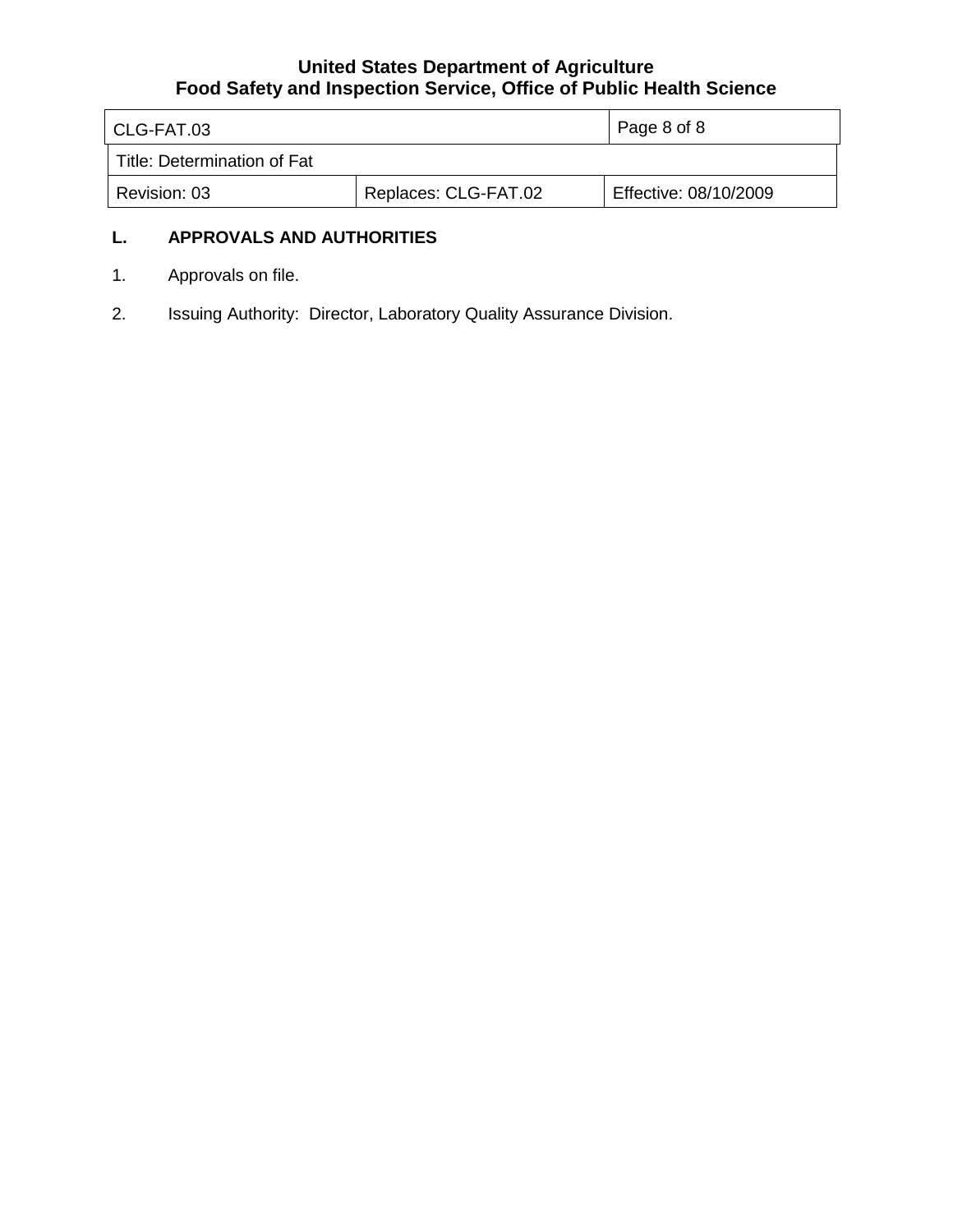## L. APPROVALS AND AUTHORITIES

1. Approvals on file.

2. Issuing Authority: Director, Laboratory Quality Assurance Division.